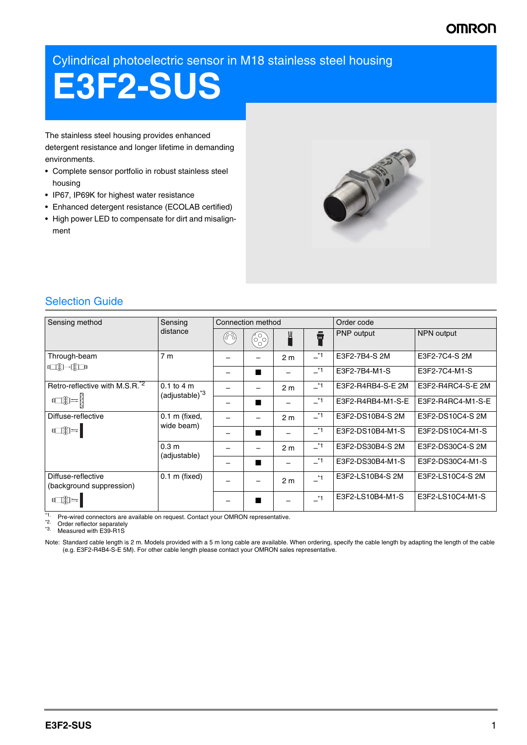Cylindrical photoelectric sensor in M18 stainless steel housing

# E3F2-SUS

The stainless steel housing provides enhanced detergent resistance and longer lifetime in demanding environments.

- Complete sensor portfolio in robust stainless steel housing
- IP67, IP69K for highest water resistance
- Enhanced detergent resistance (ECOLAB certified)
- High power LED to compensate for dirt and misalignment

## Selection Guide

| Sensing method | Sensing distance | Connection method | | | | Order code | |
|---|---|---|---|---|---|---|---|
| | | M8 connector | M12 connector | Pre-wired | Pre-wired connector | PNP output | NPN output |
| Through-beam | 7 m | – | – | 2 m | –[*1] | E3F2-7B4-S 2M | E3F2-7C4-S 2M |
| | | – | ■ | – | –[*1] | E3F2-7B4-M1-S | E3F2-7C4-M1-S |
| Retro-reflective with M.S.R.[*2] | 0.1 to 4 m (adjustable)[*3] | – | – | 2 m | –[*1] | E3F2-R4RB4-S-E 2M | E3F2-R4RC4-S-E 2M |
| | | – | ■ | – | –[*1] | E3F2-R4RB4-M1-S-E | E3F2-R4RC4-M1-S-E |
| Diffuse-reflective | 0.1 m (fixed, wide beam) | – | – | 2 m | –[*1] | E3F2-DS10B4-S 2M | E3F2-DS10C4-S 2M |
| | | – | ■ | – | –[*1] | E3F2-DS10B4-M1-S | E3F2-DS10C4-M1-S |
| | 0.3 m (adjustable) | – | – | 2 m | –[*1] | E3F2-DS30B4-S 2M | E3F2-DS30C4-S 2M |
| | | – | ■ | – | –[*1] | E3F2-DS30B4-M1-S | E3F2-DS30C4-M1-S |
| Diffuse-reflective (background suppression) | 0.1 m (fixed) | – | – | 2 m | –[*1] | E3F2-LS10B4-S 2M | E3F2-LS10C4-S 2M |
| | | – | ■ | – | –[*1] | E3F2-LS10B4-M1-S | E3F2-LS10C4-M1-S |

*1. Pre-wired connectors are available on request. Contact your OMRON representative.
*2. Order reflector separately
*3. Measured with E39-R1S

Note: Standard cable length is 2 m. Models provided with a 5 m long cable are available. When ordering, specify the cable length by adapting the length of the cable (e.g. E3F2-R4B4-S-E 5M). For other cable length please contact your OMRON sales representative.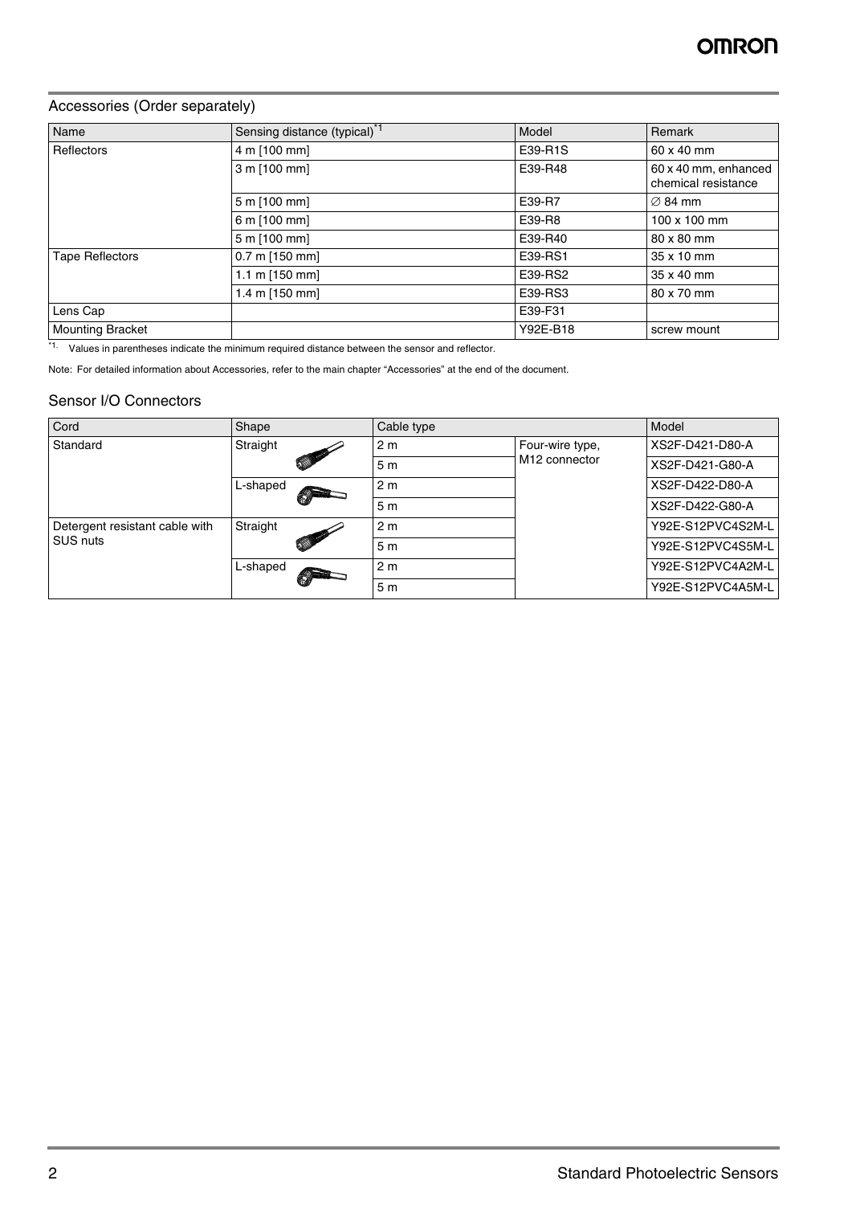## Accessories (Order separately)

| Name | Sensing distance (typical)[*1] | Model | Remark |
|---|---|---|---|
| Reflectors | 4 m [100 mm] | E39-R1S | 60 x 40 mm |
| | 3 m [100 mm] | E39-R48 | 60 x 40 mm, enhanced chemical resistance |
| | 5 m [100 mm] | E39-R7 | ∅ 84 mm |
| | 6 m [100 mm] | E39-R8 | 100 x 100 mm |
| | 5 m [100 mm] | E39-R40 | 80 x 80 mm |
| Tape Reflectors | 0.7 m [150 mm] | E39-RS1 | 35 x 10 mm |
| | 1.1 m [150 mm] | E39-RS2 | 35 x 40 mm |
| | 1.4 m [150 mm] | E39-RS3 | 80 x 70 mm |
| Lens Cap | | E39-F31 | |
| Mounting Bracket | | Y92E-B18 | screw mount |

*1. Values in parentheses indicate the minimum required distance between the sensor and reflector.

Note: For detailed information about Accessories, refer to the main chapter "Accessories" at the end of the document.

## Sensor I/O Connectors

| Cord | Shape | Cable type | | Model |
|---|---|---|---|---|
| Standard | Straight | 2 m | Four-wire type, M12 connector | XS2F-D421-D80-A |
| | | 5 m | | XS2F-D421-G80-A |
| | L-shaped | 2 m | | XS2F-D422-D80-A |
| | | 5 m | | XS2F-D422-G80-A |
| Detergent resistant cable with SUS nuts | Straight | 2 m | | Y92E-S12PVC4S2M-L |
| | | 5 m | | Y92E-S12PVC4S5M-L |
| | L-shaped | 2 m | | Y92E-S12PVC4A2M-L |
| | | 5 m | | Y92E-S12PVC4A5M-L |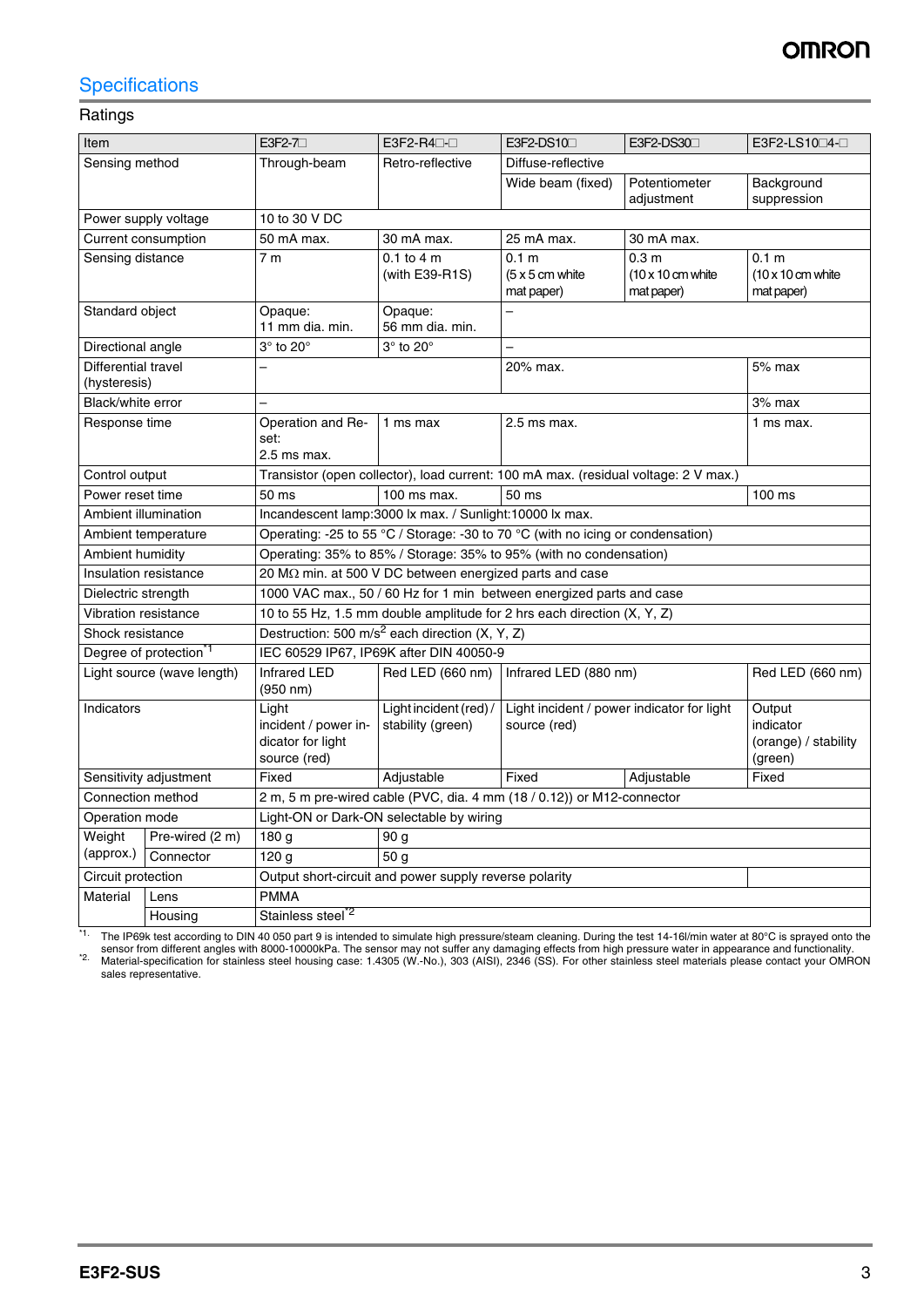## Specifications

### Ratings

| Item | | E3F2-7☐ | E3F2-R4☐-☐ | E3F2-DS10☐ | E3F2-DS30☐ | E3F2-LS10☐4-☐ |
|---|---|---|---|---|---|---|
| Sensing method | | Through-beam | Retro-reflective | Diffuse-reflective | | |
| | | | | Wide beam (fixed) | Potentiometer adjustment | Background suppression |
| Power supply voltage | | 10 to 30 V DC | | | | |
| Current consumption | | 50 mA max. | 30 mA max. | 25 mA max. | 30 mA max. | |
| Sensing distance | | 7 m | 0.1 to 4 m (with E39-R1S) | 0.1 m (5 x 5 cm white mat paper) | 0.3 m (10 x 10 cm white mat paper) | 0.1 m (10 x 10 cm white mat paper) |
| Standard object | | Opaque: 11 mm dia. min. | Opaque: 56 mm dia. min. | – | | |
| Directional angle | | 3° to 20° | 3° to 20° | – | | |
| Differential travel (hysteresis) | | – | | 20% max. | | 5% max |
| Black/white error | | – | | | | 3% max |
| Response time | | Operation and Reset: 2.5 ms max. | 1 ms max | 2.5 ms max. | | 1 ms max. |
| Control output | | Transistor (open collector), load current: 100 mA max. (residual voltage: 2 V max.) | | | | |
| Power reset time | | 50 ms | 100 ms max. | 50 ms | | 100 ms |
| Ambient illumination | | Incandescent lamp:3000 lx max. / Sunlight:10000 lx max. | | | | |
| Ambient temperature | | Operating: -25 to 55 °C / Storage: -30 to 70 °C (with no icing or condensation) | | | | |
| Ambient humidity | | Operating: 35% to 85% / Storage: 35% to 95% (with no condensation) | | | | |
| Insulation resistance | | 20 MΩ min. at 500 V DC between energized parts and case | | | | |
| Dielectric strength | | 1000 VAC max., 50 / 60 Hz for 1 min between energized parts and case | | | | |
| Vibration resistance | | 10 to 55 Hz, 1.5 mm double amplitude for 2 hrs each direction (X, Y, Z) | | | | |
| Shock resistance | | Destruction: 500 $m/s^2$ each direction (X, Y, Z) | | | | |
| Degree of protection[*1] | | IEC 60529 IP67, IP69K after DIN 40050-9 | | | | |
| Light source (wave length) | | Infrared LED (950 nm) | Red LED (660 nm) | Infrared LED (880 nm) | | Red LED (660 nm) |
| Indicators | | Light incident / power indicator for light source (red) | Light incident (red) / stability (green) | Light incident / power indicator for light source (red) | | Output indicator (orange) / stability (green) |
| Sensitivity adjustment | | Fixed | Adjustable | Fixed | Adjustable | Fixed |
| Connection method | | 2 m, 5 m pre-wired cable (PVC, dia. 4 mm (18 / 0.12)) or M12-connector | | | | |
| Operation mode | | Light-ON or Dark-ON selectable by wiring | | | | |
| Weight (approx.) | Pre-wired (2 m) | 180 g | 90 g | | | |
| | Connector | 120 g | 50 g | | | |
| Circuit protection | | Output short-circuit and power supply reverse polarity | | | | |
| Material | Lens | PMMA | | | | |
| | Housing | Stainless steel[*2] | | | | |

*1. The IP69k test according to DIN 40 050 part 9 is intended to simulate high pressure/steam cleaning. During the test 14-16l/min water at 80°C is sprayed onto the sensor from different angles with 8000-10000kPa. The sensor may not suffer any damaging effects from high pressure water in appearance and functionality.

*2. Material-specification for stainless steel housing case: 1.4305 (W.-No.), 303 (AISI), 2346 (SS). For other stainless steel materials please contact your OMRON sales representative.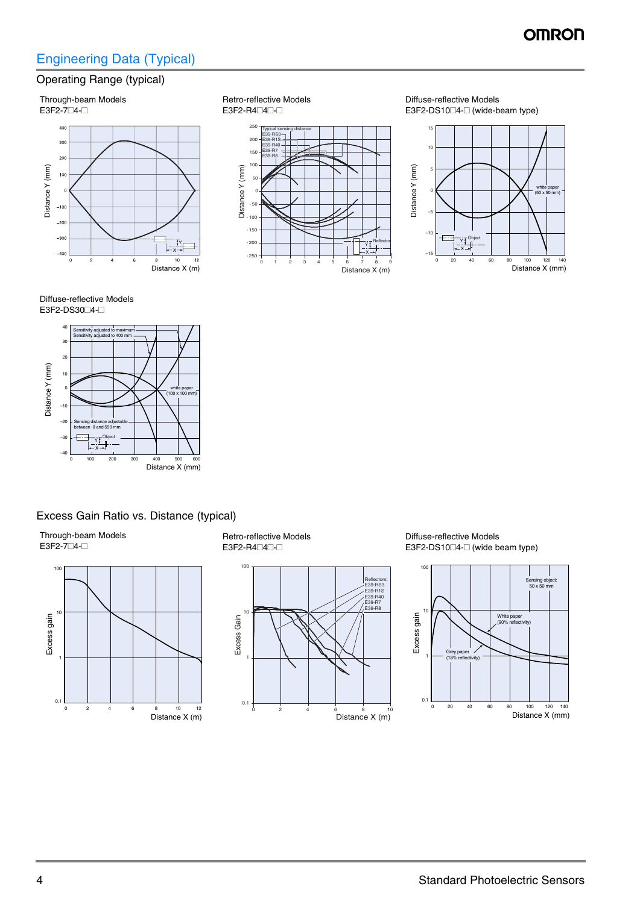## Engineering Data (Typical)

### Operating Range (typical)

Through-beam Models
E3F2-7□4-□

Retro-reflective Models
E3F2-R4□4□-□

Diffuse-reflective Models
E3F2-DS10□4-□ (wide-beam type)

Diffuse-reflective Models
E3F2-DS30□4-□

### Excess Gain Ratio vs. Distance (typical)

Through-beam Models
E3F2-7□4-□

Retro-reflective Models
E3F2-R4□4□-□

Diffuse-reflective Models
E3F2-DS10□4-□ (wide beam type)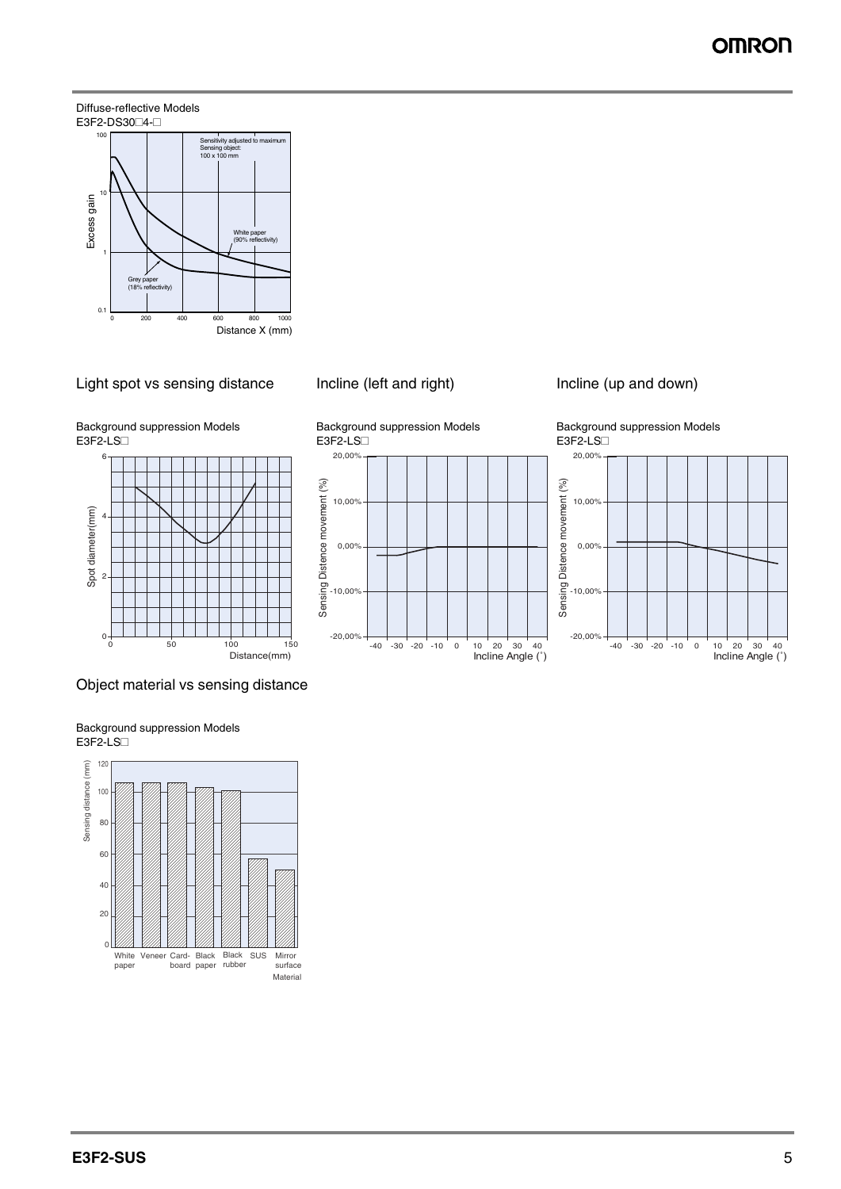Diffuse-reflective Models
E3F2-DS30□4-□

Sensitivity adjusted to maximum
Sensing object: 100 x 100 mm

Excess gain

White paper (90% reflectivity)

Grey paper (18% reflectivity)

Distance X (mm)

## Light spot vs sensing distance

Background suppression Models
E3F2-LS□

Spot diameter(mm)

Distance(mm)

## Incline (left and right)

Background suppression Models
E3F2-LS□

Sensing Distence movement (%)

Incline Angle (°)

## Incline (up and down)

Background suppression Models
E3F2-LS□

Sensing Distence movement (%)

Incline Angle (°)

## Object material vs sensing distance

Background suppression Models
E3F2-LS□

Sensing distance (mm)

White paper, Veneer, Card-board, Black paper, Black rubber, SUS, Mirror surface

Material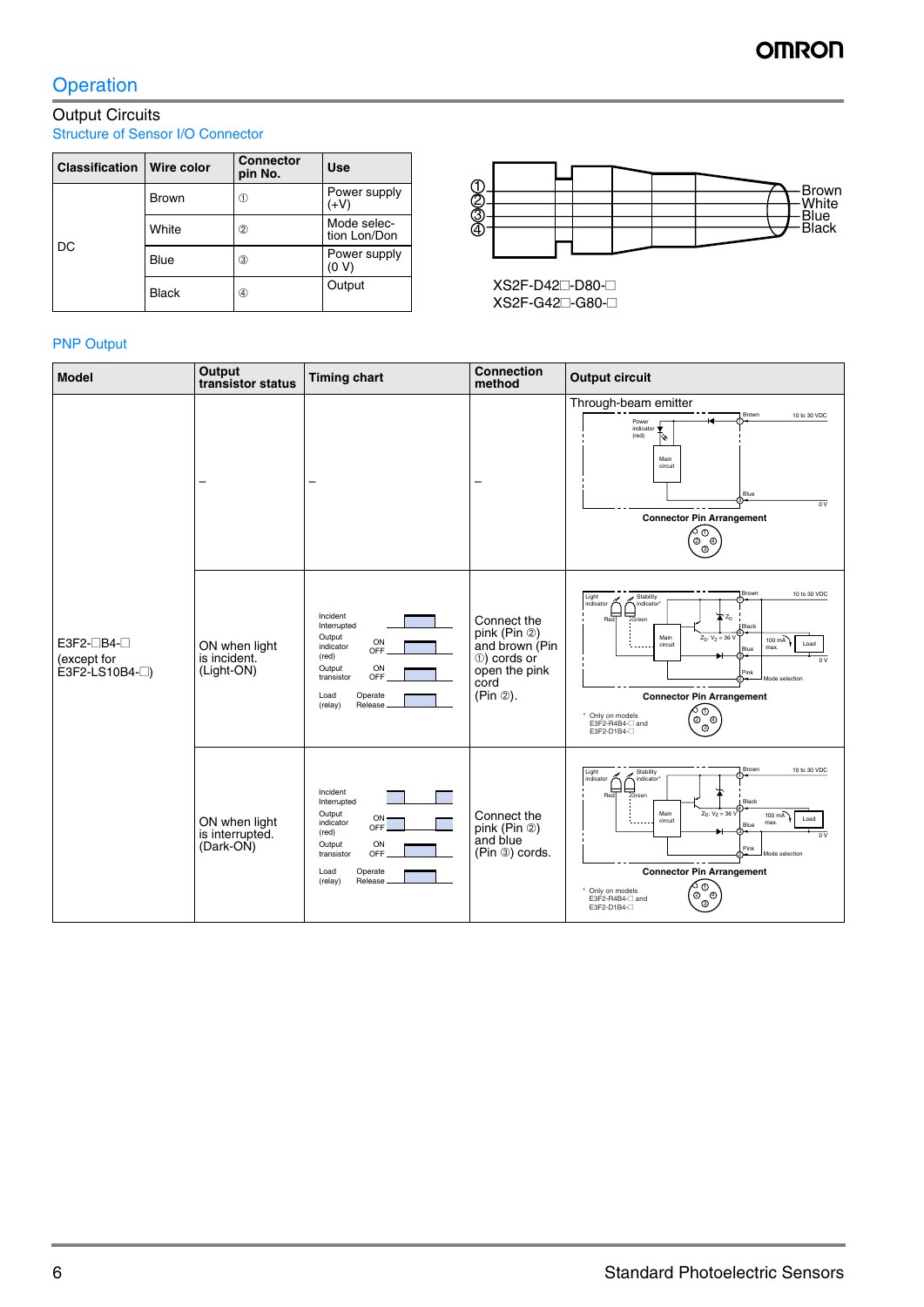## Operation

### Output Circuits

#### Structure of Sensor I/O Connector

| Classification | Wire color | Connector pin No. | Use |
|---|---|---|---|
| DC | Brown | ① | Power supply (+V) |
| | White | ② | Mode selection Lon/Don |
| | Blue | ③ | Power supply (0 V) |
| | Black | ④ | Output |

①②③④ Brown White Blue Black

XS2F-D42□-D80-□
XS2F-G42□-G80-□

#### PNP Output

| Model | Output transistor status | Timing chart | Connection method | Output circuit |
|---|---|---|---|---|
| E3F2-□B4-□ (except for E3F2-LS10B4-□) | – | – | – | Through-beam emitter<br>Power indicator (red), Main circuit, Brown, Blue, 10 to 30 VDC, 0 V<br>Connector Pin Arrangement |
| | ON when light is incident. (Light-ON) | Incident / Interrupted<br>Output indicator (red) ON / OFF<br>Output transistor ON / OFF<br>Load (relay) Operate / Release | Connect the pink (Pin ②) and brown (Pin ①) cords or open the pink cord (Pin ②). | Light indicator, Stability indicator*, Red, Green, Main circuit, $Z_D$: $V_Z$ = 36 V, Brown, Black, Blue, Pink, Load, 100 mA max., 10 to 30 VDC, 0 V, Mode selection<br>Connector Pin Arrangement<br>* Only on models E3F2-R4B4-□ and E3F2-D1B4-□ |
| | ON when light is interrupted. (Dark-ON) | Incident / Interrupted<br>Output indicator (red) ON / OFF<br>Output transistor ON / OFF<br>Load (relay) Operate / Release | Connect the pink (Pin ②) and blue (Pin ③) cords. | Light indicator, Stability indicator*, Red, Green, Main circuit, $Z_D$: $V_Z$ = 36 V, Brown, Black, Blue, Pink, Load, 100 mA max., 10 to 30 VDC, 0 V, Mode selection<br>Connector Pin Arrangement<br>* Only on models E3F2-R4B4-□ and E3F2-D1B4-□ |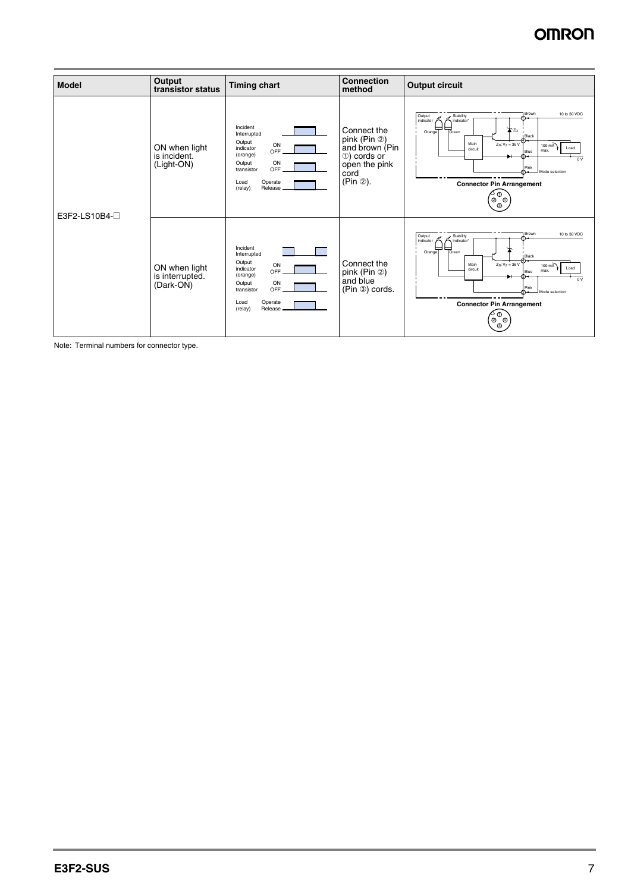| Model | Output transistor status | Timing chart | Connection method | Output circuit |
|---|---|---|---|---|
| E3F2-LS10B4-☐ | ON when light is incident. (Light-ON) | Incident / Interrupted; Output indicator (orange) ON / OFF; Output transistor ON / OFF; Load (relay) Operate / Release | Connect the pink (Pin ②) and brown (Pin ①) cords or open the pink cord (Pin ②). | Output indicator, Stability indicator*, Orange, Green, Main circuit, $Z_D$, $Z_D$: $V_Z$ = 36 V, Brown ①, Black ④, Blue ③, Pink ②, 10 to 30 VDC, 100 mA max., Load, 0 V, Mode selection. **Connector Pin Arrangement** |
| | ON when light is interrupted. (Dark-ON) | Incident / Interrupted; Output indicator (orange) ON / OFF; Output transistor ON / OFF; Load (relay) Operate / Release | Connect the pink (Pin ②) and blue (Pin ③) cords. | Output indicator, Stability indicator*, Orange, Green, Main circuit, $Z_D$: $V_Z$ = 36 V, Brown ①, Black ④, Blue ③, Pink ②, 10 to 30 VDC, 100 mA max., Load, 0 V, Mode selection. **Connector Pin Arrangement** |

Note: Terminal numbers for connector type.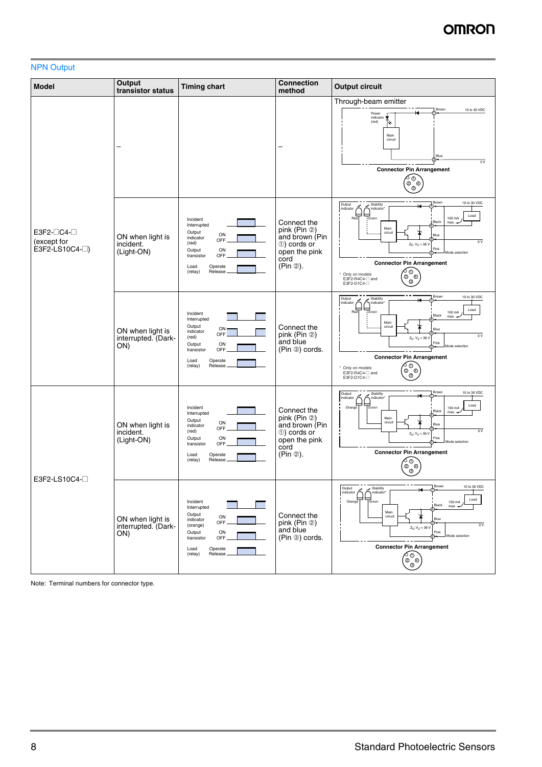## NPN Output

| Model | Output transistor status | Timing chart | Connection method | Output circuit |
|---|---|---|---|---|
| E3F2-☐C4-☐ (except for E3F2-LS10C4-☐) | – | | – | Through-beam emitter (Brown ① 10 to 30 VDC; Power indicator (red); Main circuit; Blue ③ 0 V) Connector Pin Arrangement |
| | ON when light is incident. (Light-ON) | Incident / Interrupted; Output indicator (red) ON / OFF; Output transistor ON / OFF; Load (relay) Operate / Release | Connect the pink (Pin ②) and brown (Pin ①) cords or open the pink cord (Pin ②). | Output indicator (Red); Stability indicator* (Green); Main circuit; Brown ① 10 to 30 VDC; Black ④ 100 mA max. Load; Blue ③ 0 V; $Z_D$: $V_Z$ = 36 V; Pink ② Mode selection. Connector Pin Arrangement. * Only on models E3F2-R4C4-☐ and E3F2-D1C4-☐ |
| | ON when light is interrupted. (Dark-ON) | Incident / Interrupted; Output indicator (red) ON / OFF; Output transistor ON / OFF; Load (relay) Operate / Release | Connect the pink (Pin ②) and blue (Pin ③) cords. | Output indicator (Red); Stability indicator* (Green); Main circuit; Brown ① 10 to 30 VDC; Black ④ 100 mA max. Load; Blue ③ 0 V; $Z_D$: $V_Z$ = 36 V; Pink ② Mode selection. Connector Pin Arrangement. * Only on models E3F2-R4C4-☐ and E3F2-D1C4-☐ |
| E3F2-LS10C4-☐ | ON when light is incident. (Light-ON) | Incident / Interrupted; Output indicator (red) ON / OFF; Output transistor ON / OFF; Load (relay) Operate / Release | Connect the pink (Pin ②) and brown (Pin ①) cords or open the pink cord (Pin ②). | Output indicator (Orange); Stability indicator* (Green); Main circuit; Brown ① 10 to 30 VDC; Black ④ 100 mA max. Load; Blue ③ 0 V; $Z_D$: $V_Z$ = 36 V; Pink ② Mode selection. Connector Pin Arrangement |
| | ON when light is interrupted. (Dark-ON) | Incident / Interrupted; Output indicator (orange) ON / OFF; Output transistor ON / OFF; Load (relay) Operate / Release | Connect the pink (Pin ②) and blue (Pin ③) cords. | Output indicator (Orange); Stability indicator* (Green); Main circuit; Brown ① 10 to 30 VDC; Black ④ 100 mA max. Load; Blue ③ 0 V; $Z_D$: $V_Z$ = 36 V; Pink ② Mode selection. Connector Pin Arrangement |

Note: Terminal numbers for connector type.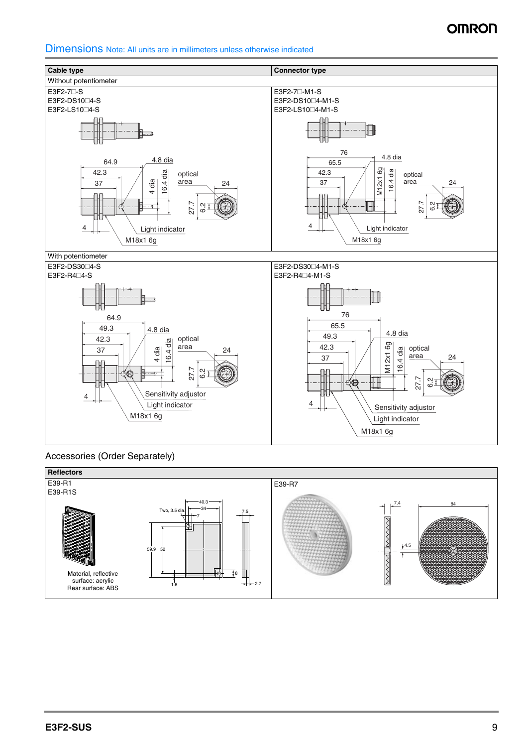## Dimensions Note: All units are in millimeters unless otherwise indicated

| Cable type | Connector type |
|---|---|
| Without potentiometer | |
| E3F2-7□-S<br>E3F2-DS10□4-S<br>E3F2-LS10□4-S | E3F2-7□-M1-S<br>E3F2-DS10□4-M1-S<br>E3F2-LS10□4-M1-S |
| 64.9, 42.3, 37, 4, 4.8 dia, 4 dia, 16.4 dia, optical area, 24, 27.7, 6.2, Light indicator, M18x1 6g | 76, 65.5, 42.3, 37, 4, 4.8 dia, M12x1 6g, 16.4 dia, optical area, 24, 27.7, 6.2, Light indicator, M18x1 6g |
| With potentiometer | |
| E3F2-DS30□4-S<br>E3F2-R4□4-S | E3F2-DS30□4-M1-S<br>E3F2-R4□4-M1-S |
| 64.9, 49.3, 42.3, 37, 4, 4.8 dia, 4 dia, 16.4 dia, optical area, 24, 27.7, 6.2, Sensitivity adjuster, Light indicator, M18x1 6g | 76, 65.5, 49.3, 42.3, 37, 4, 4.8 dia, M12x1 6g, 16.4 dia, optical area, 24, 27.7, 6.2, Sensitivity adjustor, Light indicator, M18x1 6g |

## Accessories (Order Separately)

| Reflectors | |
|---|---|
| E39-R1<br>E39-R1S | E39-R7 |
| Two, 3.5 dia, 40.3, 34, 7, 7.5, 59.9, 52, 8, 1.6, 2.7<br><br>Material, reflective surface: acrylic<br>Rear surface: ABS | 7.4, 84, 4.5 |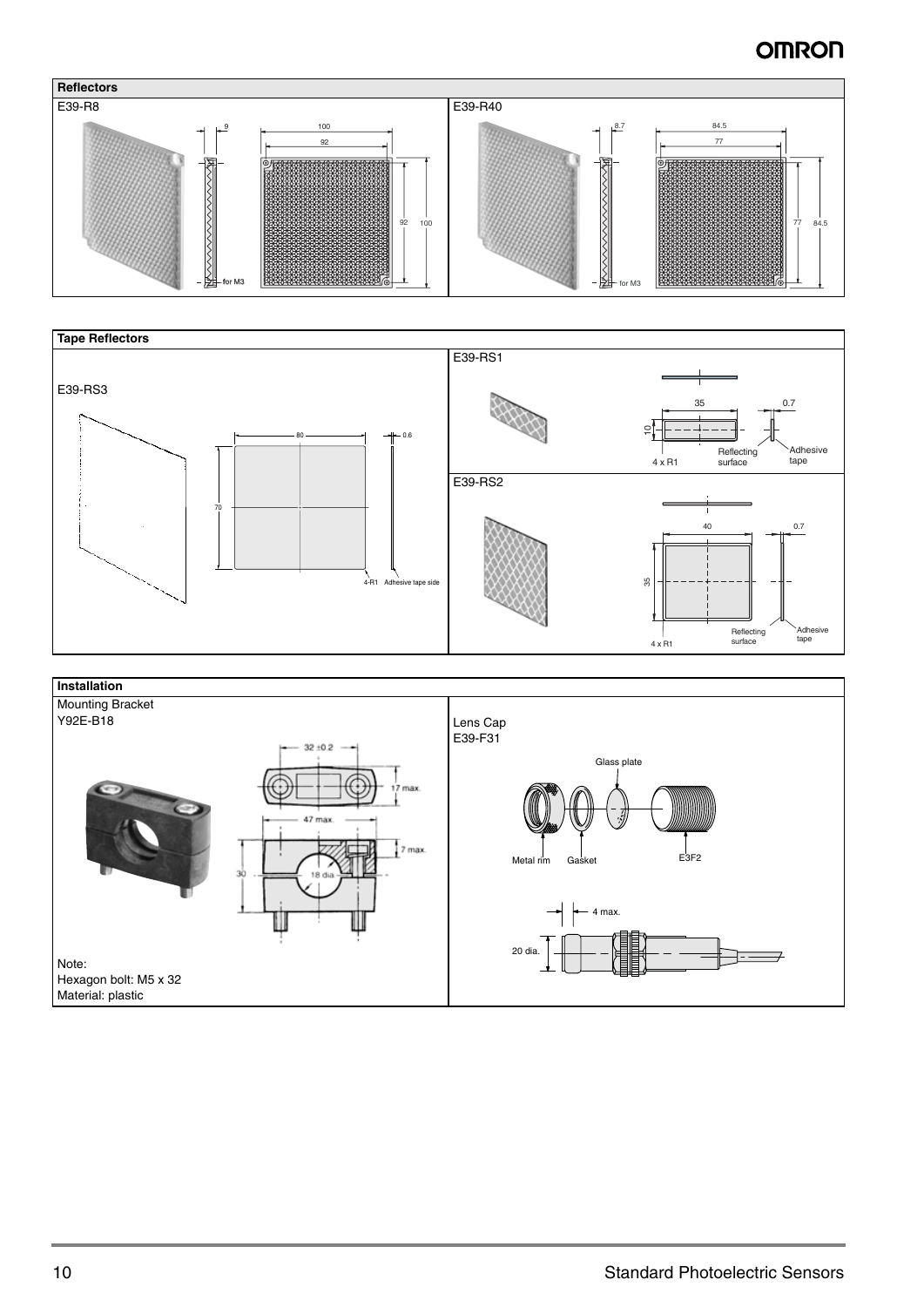## Reflectors

### E39-R8

9

100

92

92

100

for M3

### E39-R40

8.7

84.5

77

77

84.5

for M3

## Tape Reflectors

### E39-RS3

80

0.6

70

4-R1 Adhesive tape side

### E39-RS1

35

0.7

10

4 x R1

Reflecting surface

Adhesive tape

### E39-RS2

40

0.7

35

4 x R1

Reflecting surface

Adhesive tape

## Installation

### Mounting Bracket Y92E-B18

32 ±0.2

17 max.

47 max.

7 max.

30

18 dia.

Note:
Hexagon bolt: M5 x 32
Material: plastic

### Lens Cap E39-F31

Glass plate

Metal rim

Gasket

E3F2

4 max.

20 dia.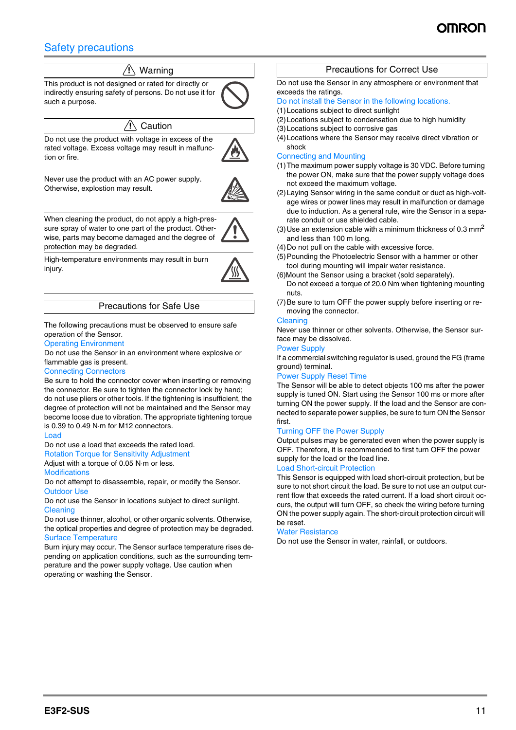## Safety precautions

### ⚠ Warning

This product is not designed or rated for directly or indirectly ensuring safety of persons. Do not use it for such a purpose.

### ⚠ Caution

Do not use the product with voltage in excess of the rated voltage. Excess voltage may result in malfunction or fire.

Never use the product with an AC power supply. Otherwise, explostion may result.

When cleaning the product, do not apply a high-pressure spray of water to one part of the product. Otherwise, parts may become damaged and the degree of protection may be degraded.

High-temperature environments may result in burn injury.

### Precautions for Safe Use

The following precautions must be observed to ensure safe operation of the Sensor.

**Operating Environment**

Do not use the Sensor in an environment where explosive or flammable gas is present.

**Connecting Connectors**

Be sure to hold the connector cover when inserting or removing the connector. Be sure to tighten the connector lock by hand; do not use pliers or other tools. If the tightening is insufficient, the degree of protection will not be maintained and the Sensor may become loose due to vibration. The appropriate tightening torque is 0.39 to 0.49 N·m for M12 connectors.

**Load**

Do not use a load that exceeds the rated load.

**Rotation Torque for Sensitivity Adjustment**

Adjust with a torque of 0.05 N·m or less.

**Modifications**

Do not attempt to disassemble, repair, or modify the Sensor.

**Outdoor Use**

Do not use the Sensor in locations subject to direct sunlight.

**Cleaning**

Do not use thinner, alcohol, or other organic solvents. Otherwise, the optical properties and degree of protection may be degraded.

**Surface Temperature**

Burn injury may occur. The Sensor surface temperature rises depending on application conditions, such as the surrounding temperature and the power supply voltage. Use caution when operating or washing the Sensor.

### Precautions for Correct Use

Do not use the Sensor in any atmosphere or environment that exceeds the ratings.

**Do not install the Sensor in the following locations.**

(1) Locations subject to direct sunlight
(2) Locations subject to condensation due to high humidity
(3) Locations subject to corrosive gas
(4) Locations where the Sensor may receive direct vibration or shock

**Connecting and Mounting**

(1) The maximum power supply voltage is 30 VDC. Before turning the power ON, make sure that the power supply voltage does not exceed the maximum voltage.
(2) Laying Sensor wiring in the same conduit or duct as high-voltage wires or power lines may result in malfunction or damage due to induction. As a general rule, wire the Sensor in a separate conduit or use shielded cable.
(3) Use an extension cable with a minimum thickness of 0.3 $mm^2$ and less than 100 m long.
(4) Do not pull on the cable with excessive force.
(5) Pounding the Photoelectric Sensor with a hammer or other tool during mounting will impair water resistance.
(6) Mount the Sensor using a bracket (sold separately). Do not exceed a torque of 20.0 Nm when tightening mounting nuts.
(7) Be sure to turn OFF the power supply before inserting or removing the connector.

**Cleaning**

Never use thinner or other solvents. Otherwise, the Sensor surface may be dissolved.

**Power Supply**

If a commercial switching regulator is used, ground the FG (frame ground) terminal.

**Power Supply Reset Time**

The Sensor will be able to detect objects 100 ms after the power supply is tuned ON. Start using the Sensor 100 ms or more after turning ON the power supply. If the load and the Sensor are connected to separate power supplies, be sure to turn ON the Sensor first.

**Turning OFF the Power Supply**

Output pulses may be generated even when the power supply is OFF. Therefore, it is recommended to first turn OFF the power supply for the load or the load line.

**Load Short-circuit Protection**

This Sensor is equipped with load short-circuit protection, but be sure to not short circuit the load. Be sure to not use an output current flow that exceeds the rated current. If a load short circuit occurs, the output will turn OFF, so check the wiring before turning ON the power supply again. The short-circuit protection circuit will be reset.

**Water Resistance**

Do not use the Sensor in water, rainfall, or outdoors.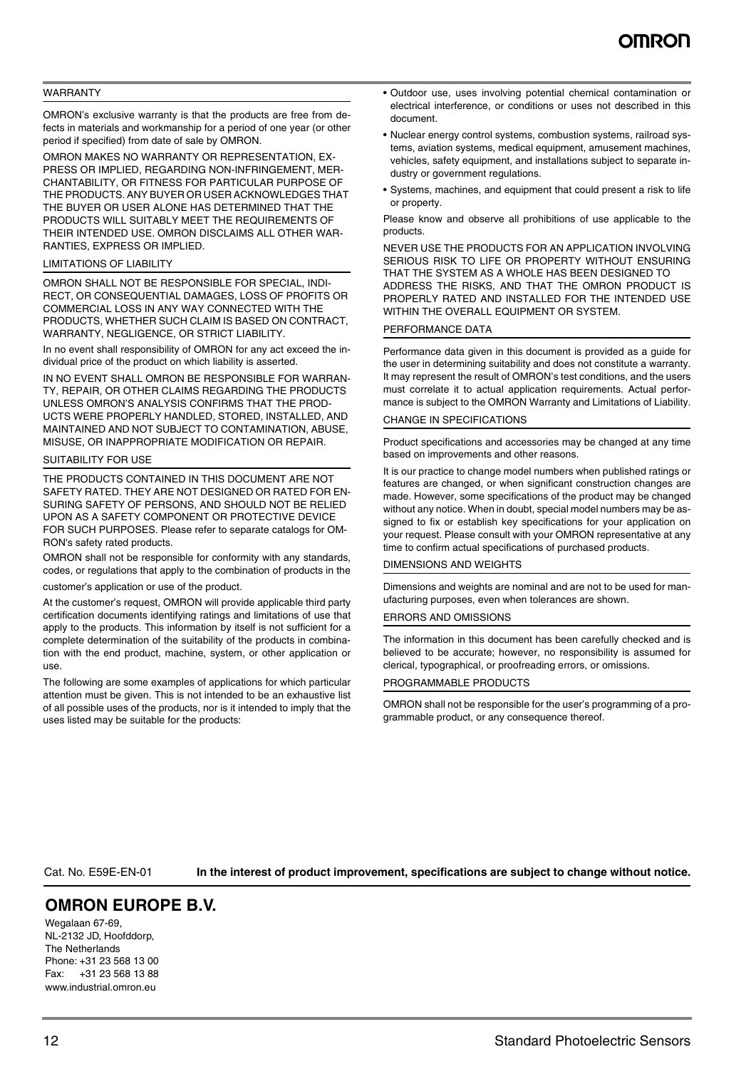## WARRANTY

OMRON's exclusive warranty is that the products are free from defects in materials and workmanship for a period of one year (or other period if specified) from date of sale by OMRON.

OMRON MAKES NO WARRANTY OR REPRESENTATION, EXPRESS OR IMPLIED, REGARDING NON-INFRINGEMENT, MERCHANTABILITY, OR FITNESS FOR PARTICULAR PURPOSE OF THE PRODUCTS. ANY BUYER OR USER ACKNOWLEDGES THAT THE BUYER OR USER ALONE HAS DETERMINED THAT THE PRODUCTS WILL SUITABLY MEET THE REQUIREMENTS OF THEIR INTENDED USE. OMRON DISCLAIMS ALL OTHER WARRANTIES, EXPRESS OR IMPLIED.

## LIMITATIONS OF LIABILITY

OMRON SHALL NOT BE RESPONSIBLE FOR SPECIAL, INDIRECT, OR CONSEQUENTIAL DAMAGES, LOSS OF PROFITS OR COMMERCIAL LOSS IN ANY WAY CONNECTED WITH THE PRODUCTS, WHETHER SUCH CLAIM IS BASED ON CONTRACT, WARRANTY, NEGLIGENCE, OR STRICT LIABILITY.

In no event shall responsibility of OMRON for any act exceed the individual price of the product on which liability is asserted.

IN NO EVENT SHALL OMRON BE RESPONSIBLE FOR WARRANTY, REPAIR, OR OTHER CLAIMS REGARDING THE PRODUCTS UNLESS OMRON'S ANALYSIS CONFIRMS THAT THE PRODUCTS WERE PROPERLY HANDLED, STORED, INSTALLED, AND MAINTAINED AND NOT SUBJECT TO CONTAMINATION, ABUSE, MISUSE, OR INAPPROPRIATE MODIFICATION OR REPAIR.

## SUITABILITY FOR USE

THE PRODUCTS CONTAINED IN THIS DOCUMENT ARE NOT SAFETY RATED. THEY ARE NOT DESIGNED OR RATED FOR ENSURING SAFETY OF PERSONS, AND SHOULD NOT BE RELIED UPON AS A SAFETY COMPONENT OR PROTECTIVE DEVICE FOR SUCH PURPOSES. Please refer to separate catalogs for OMRON's safety rated products.

OMRON shall not be responsible for conformity with any standards, codes, or regulations that apply to the combination of products in the customer's application or use of the product.

At the customer's request, OMRON will provide applicable third party certification documents identifying ratings and limitations of use that apply to the products. This information by itself is not sufficient for a complete determination of the suitability of the products in combination with the end product, machine, system, or other application or use.

The following are some examples of applications for which particular attention must be given. This is not intended to be an exhaustive list of all possible uses of the products, nor is it intended to imply that the uses listed may be suitable for the products:

- Outdoor use, uses involving potential chemical contamination or electrical interference, or conditions or uses not described in this document.
- Nuclear energy control systems, combustion systems, railroad systems, aviation systems, medical equipment, amusement machines, vehicles, safety equipment, and installations subject to separate industry or government regulations.
- Systems, machines, and equipment that could present a risk to life or property.

Please know and observe all prohibitions of use applicable to the products.

NEVER USE THE PRODUCTS FOR AN APPLICATION INVOLVING SERIOUS RISK TO LIFE OR PROPERTY WITHOUT ENSURING THAT THE SYSTEM AS A WHOLE HAS BEEN DESIGNED TO ADDRESS THE RISKS, AND THAT THE OMRON PRODUCT IS PROPERLY RATED AND INSTALLED FOR THE INTENDED USE WITHIN THE OVERALL EQUIPMENT OR SYSTEM.

## PERFORMANCE DATA

Performance data given in this document is provided as a guide for the user in determining suitability and does not constitute a warranty. It may represent the result of OMRON's test conditions, and the users must correlate it to actual application requirements. Actual performance is subject to the OMRON Warranty and Limitations of Liability.

## CHANGE IN SPECIFICATIONS

Product specifications and accessories may be changed at any time based on improvements and other reasons.

It is our practice to change model numbers when published ratings or features are changed, or when significant construction changes are made. However, some specifications of the product may be changed without any notice. When in doubt, special model numbers may be assigned to fix or establish key specifications for your application on your request. Please consult with your OMRON representative at any time to confirm actual specifications of purchased products.

## DIMENSIONS AND WEIGHTS

Dimensions and weights are nominal and are not to be used for manufacturing purposes, even when tolerances are shown.

## ERRORS AND OMISSIONS

The information in this document has been carefully checked and is believed to be accurate; however, no responsibility is assumed for clerical, typographical, or proofreading errors, or omissions.

## PROGRAMMABLE PRODUCTS

OMRON shall not be responsible for the user's programming of a programmable product, or any consequence thereof.

Cat. No. E59E-EN-01 **In the interest of product improvement, specifications are subject to change without notice.**

## OMRON EUROPE B.V.

Wegalaan 67-69,
NL-2132 JD, Hoofddorp,
The Netherlands
Phone: +31 23 568 13 00
Fax: +31 23 568 13 88
www.industrial.omron.eu